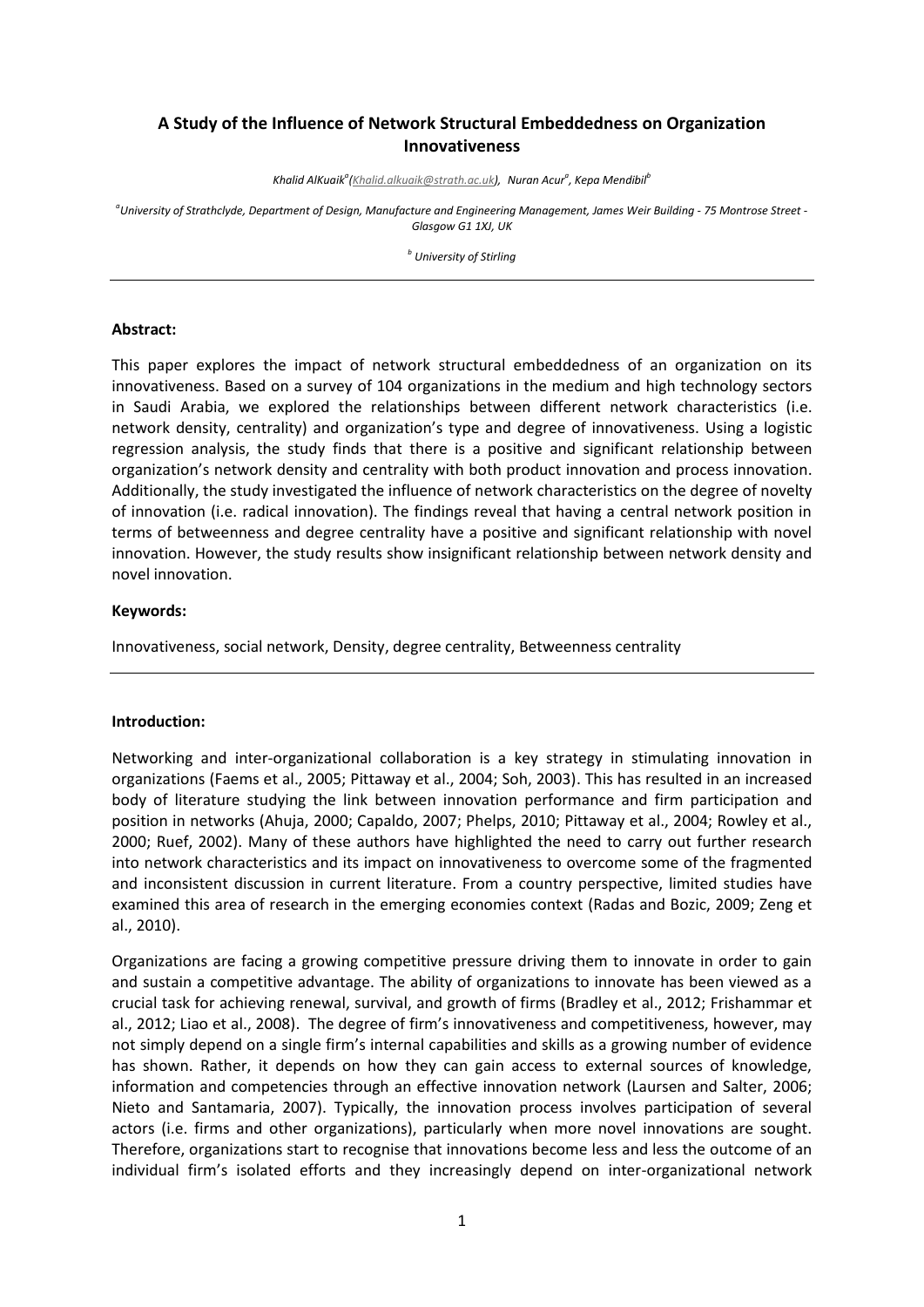# A Study of the Influence of Network Structural Embeddedness on Organization Innovativeness

*Khalid AlKuaik[a](Khalid.alkuaik@strath.ac.uk), Nuran Acur[a], Kepa Mendibil[b]*

*[a]University of Strathclyde, Department of Design, Manufacture and Engineering Management, James Weir Building - 75 Montrose Street - Glasgow G1 1XJ, UK*

*[b] University of Stirling*

---

**Abstract:**

This paper explores the impact of network structural embeddedness of an organization on its innovativeness. Based on a survey of 104 organizations in the medium and high technology sectors in Saudi Arabia, we explored the relationships between different network characteristics (i.e. network density, centrality) and organization's type and degree of innovativeness. Using a logistic regression analysis, the study finds that there is a positive and significant relationship between organization's network density and centrality with both product innovation and process innovation. Additionally, the study investigated the influence of network characteristics on the degree of novelty of innovation (i.e. radical innovation). The findings reveal that having a central network position in terms of betweenness and degree centrality have a positive and significant relationship with novel innovation. However, the study results show insignificant relationship between network density and novel innovation.

**Keywords:**

Innovativeness, social network, Density, degree centrality, Betweenness centrality

---

**Introduction:**

Networking and inter-organizational collaboration is a key strategy in stimulating innovation in organizations (Faems et al., 2005; Pittaway et al., 2004; Soh, 2003). This has resulted in an increased body of literature studying the link between innovation performance and firm participation and position in networks (Ahuja, 2000; Capaldo, 2007; Phelps, 2010; Pittaway et al., 2004; Rowley et al., 2000; Ruef, 2002). Many of these authors have highlighted the need to carry out further research into network characteristics and its impact on innovativeness to overcome some of the fragmented and inconsistent discussion in current literature. From a country perspective, limited studies have examined this area of research in the emerging economies context (Radas and Bozic, 2009; Zeng et al., 2010).

Organizations are facing a growing competitive pressure driving them to innovate in order to gain and sustain a competitive advantage. The ability of organizations to innovate has been viewed as a crucial task for achieving renewal, survival, and growth of firms (Bradley et al., 2012; Frishammar et al., 2012; Liao et al., 2008). The degree of firm's innovativeness and competitiveness, however, may not simply depend on a single firm's internal capabilities and skills as a growing number of evidence has shown. Rather, it depends on how they can gain access to external sources of knowledge, information and competencies through an effective innovation network (Laursen and Salter, 2006; Nieto and Santamaria, 2007). Typically, the innovation process involves participation of several actors (i.e. firms and other organizations), particularly when more novel innovations are sought. Therefore, organizations start to recognise that innovations become less and less the outcome of an individual firm's isolated efforts and they increasingly depend on inter-organizational network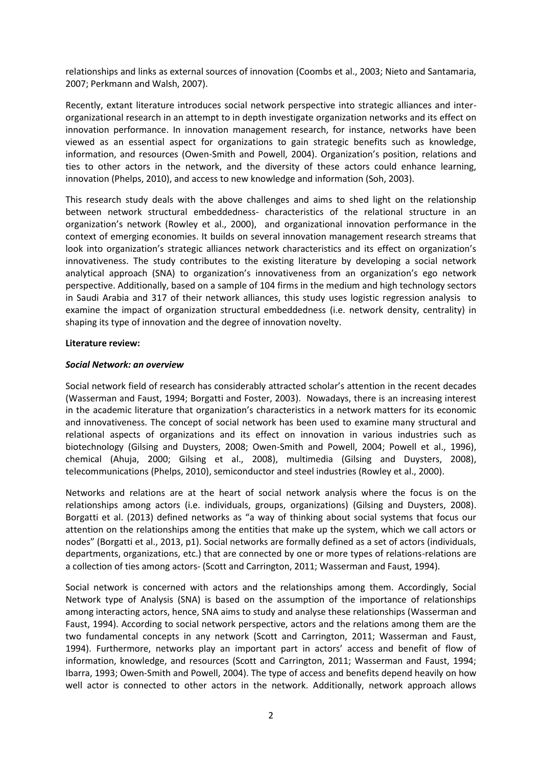relationships and links as external sources of innovation (Coombs et al., 2003; Nieto and Santamaria, 2007; Perkmann and Walsh, 2007).

Recently, extant literature introduces social network perspective into strategic alliances and inter-organizational research in an attempt to in depth investigate organization networks and its effect on innovation performance. In innovation management research, for instance, networks have been viewed as an essential aspect for organizations to gain strategic benefits such as knowledge, information, and resources (Owen-Smith and Powell, 2004). Organization's position, relations and ties to other actors in the network, and the diversity of these actors could enhance learning, innovation (Phelps, 2010), and access to new knowledge and information (Soh, 2003).

This research study deals with the above challenges and aims to shed light on the relationship between network structural embeddedness- characteristics of the relational structure in an organization's network (Rowley et al., 2000), and organizational innovation performance in the context of emerging economies. It builds on several innovation management research streams that look into organization's strategic alliances network characteristics and its effect on organization's innovativeness. The study contributes to the existing literature by developing a social network analytical approach (SNA) to organization's innovativeness from an organization's ego network perspective. Additionally, based on a sample of 104 firms in the medium and high technology sectors in Saudi Arabia and 317 of their network alliances, this study uses logistic regression analysis to examine the impact of organization structural embeddedness (i.e. network density, centrality) in shaping its type of innovation and the degree of innovation novelty.

**Literature review:**

***Social Network: an overview***

Social network field of research has considerably attracted scholar's attention in the recent decades (Wasserman and Faust, 1994; Borgatti and Foster, 2003). Nowadays, there is an increasing interest in the academic literature that organization's characteristics in a network matters for its economic and innovativeness. The concept of social network has been used to examine many structural and relational aspects of organizations and its effect on innovation in various industries such as biotechnology (Gilsing and Duysters, 2008; Owen-Smith and Powell, 2004; Powell et al., 1996), chemical (Ahuja, 2000; Gilsing et al., 2008), multimedia (Gilsing and Duysters, 2008), telecommunications (Phelps, 2010), semiconductor and steel industries (Rowley et al., 2000).

Networks and relations are at the heart of social network analysis where the focus is on the relationships among actors (i.e. individuals, groups, organizations) (Gilsing and Duysters, 2008). Borgatti et al. (2013) defined networks as "a way of thinking about social systems that focus our attention on the relationships among the entities that make up the system, which we call actors or nodes" (Borgatti et al., 2013, p1). Social networks are formally defined as a set of actors (individuals, departments, organizations, etc.) that are connected by one or more types of relations-relations are a collection of ties among actors- (Scott and Carrington, 2011; Wasserman and Faust, 1994).

Social network is concerned with actors and the relationships among them. Accordingly, Social Network type of Analysis (SNA) is based on the assumption of the importance of relationships among interacting actors, hence, SNA aims to study and analyse these relationships (Wasserman and Faust, 1994). According to social network perspective, actors and the relations among them are the two fundamental concepts in any network (Scott and Carrington, 2011; Wasserman and Faust, 1994). Furthermore, networks play an important part in actors' access and benefit of flow of information, knowledge, and resources (Scott and Carrington, 2011; Wasserman and Faust, 1994; Ibarra, 1993; Owen-Smith and Powell, 2004). The type of access and benefits depend heavily on how well actor is connected to other actors in the network. Additionally, network approach allows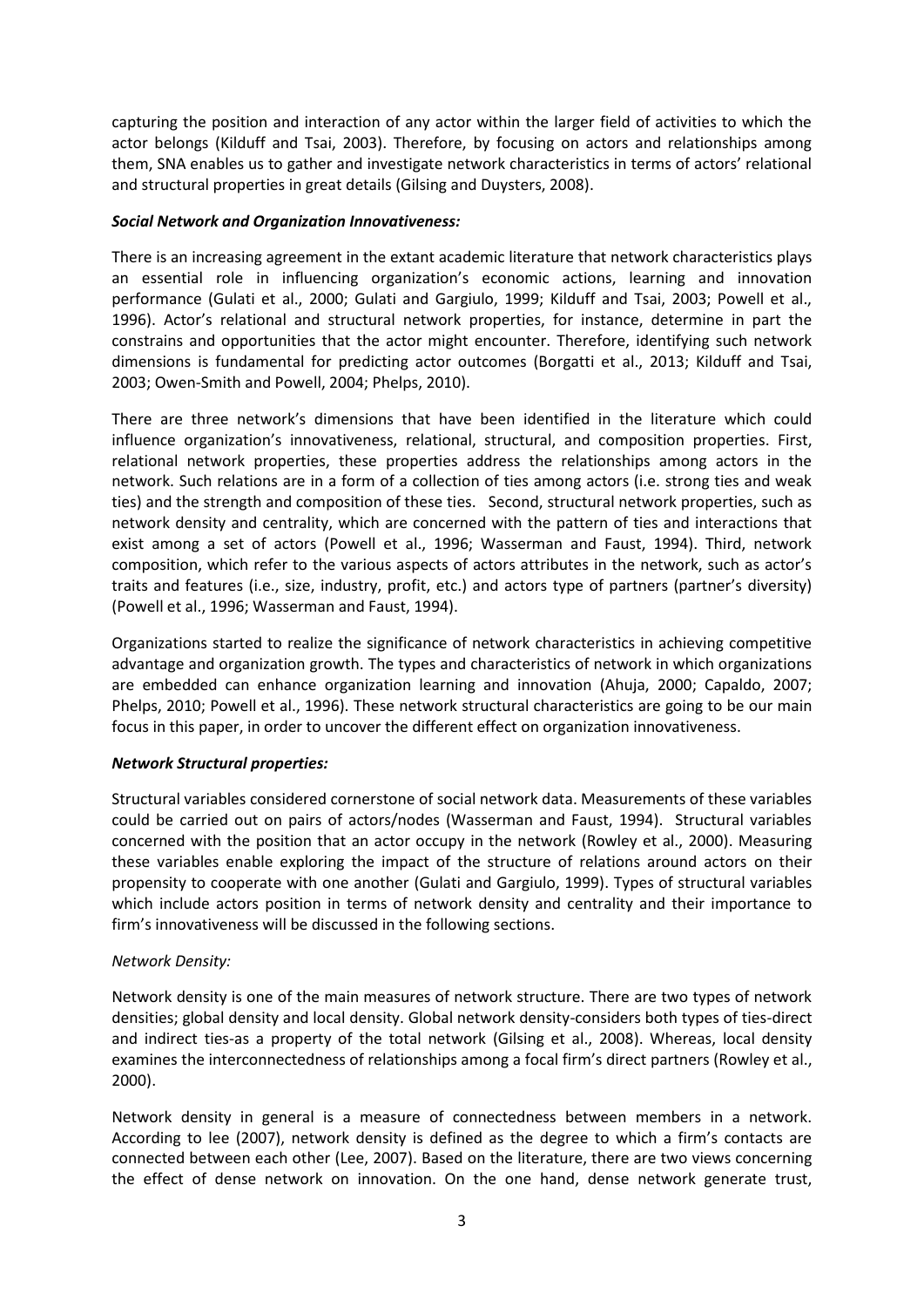capturing the position and interaction of any actor within the larger field of activities to which the actor belongs (Kilduff and Tsai, 2003). Therefore, by focusing on actors and relationships among them, SNA enables us to gather and investigate network characteristics in terms of actors' relational and structural properties in great details (Gilsing and Duysters, 2008).

### *Social Network and Organization Innovativeness:*

There is an increasing agreement in the extant academic literature that network characteristics plays an essential role in influencing organization's economic actions, learning and innovation performance (Gulati et al., 2000; Gulati and Gargiulo, 1999; Kilduff and Tsai, 2003; Powell et al., 1996). Actor's relational and structural network properties, for instance, determine in part the constrains and opportunities that the actor might encounter. Therefore, identifying such network dimensions is fundamental for predicting actor outcomes (Borgatti et al., 2013; Kilduff and Tsai, 2003; Owen-Smith and Powell, 2004; Phelps, 2010).

There are three network's dimensions that have been identified in the literature which could influence organization's innovativeness, relational, structural, and composition properties. First, relational network properties, these properties address the relationships among actors in the network. Such relations are in a form of a collection of ties among actors (i.e. strong ties and weak ties) and the strength and composition of these ties. Second, structural network properties, such as network density and centrality, which are concerned with the pattern of ties and interactions that exist among a set of actors (Powell et al., 1996; Wasserman and Faust, 1994). Third, network composition, which refer to the various aspects of actors attributes in the network, such as actor's traits and features (i.e., size, industry, profit, etc.) and actors type of partners (partner's diversity) (Powell et al., 1996; Wasserman and Faust, 1994).

Organizations started to realize the significance of network characteristics in achieving competitive advantage and organization growth. The types and characteristics of network in which organizations are embedded can enhance organization learning and innovation (Ahuja, 2000; Capaldo, 2007; Phelps, 2010; Powell et al., 1996). These network structural characteristics are going to be our main focus in this paper, in order to uncover the different effect on organization innovativeness.

### *Network Structural properties:*

Structural variables considered cornerstone of social network data. Measurements of these variables could be carried out on pairs of actors/nodes (Wasserman and Faust, 1994). Structural variables concerned with the position that an actor occupy in the network (Rowley et al., 2000). Measuring these variables enable exploring the impact of the structure of relations around actors on their propensity to cooperate with one another (Gulati and Gargiulo, 1999). Types of structural variables which include actors position in terms of network density and centrality and their importance to firm's innovativeness will be discussed in the following sections.

#### *Network Density:*

Network density is one of the main measures of network structure. There are two types of network densities; global density and local density. Global network density-considers both types of ties-direct and indirect ties-as a property of the total network (Gilsing et al., 2008). Whereas, local density examines the interconnectedness of relationships among a focal firm's direct partners (Rowley et al., 2000).

Network density in general is a measure of connectedness between members in a network. According to lee (2007), network density is defined as the degree to which a firm's contacts are connected between each other (Lee, 2007). Based on the literature, there are two views concerning the effect of dense network on innovation. On the one hand, dense network generate trust,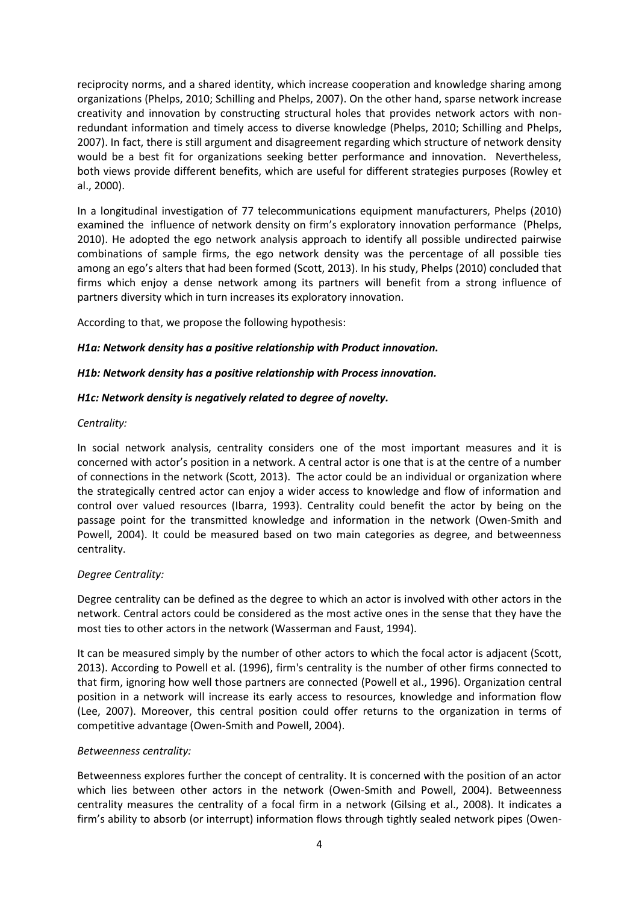reciprocity norms, and a shared identity, which increase cooperation and knowledge sharing among organizations (Phelps, 2010; Schilling and Phelps, 2007). On the other hand, sparse network increase creativity and innovation by constructing structural holes that provides network actors with non-redundant information and timely access to diverse knowledge (Phelps, 2010; Schilling and Phelps, 2007). In fact, there is still argument and disagreement regarding which structure of network density would be a best fit for organizations seeking better performance and innovation. Nevertheless, both views provide different benefits, which are useful for different strategies purposes (Rowley et al., 2000).

In a longitudinal investigation of 77 telecommunications equipment manufacturers, Phelps (2010) examined the influence of network density on firm's exploratory innovation performance (Phelps, 2010). He adopted the ego network analysis approach to identify all possible undirected pairwise combinations of sample firms, the ego network density was the percentage of all possible ties among an ego's alters that had been formed (Scott, 2013). In his study, Phelps (2010) concluded that firms which enjoy a dense network among its partners will benefit from a strong influence of partners diversity which in turn increases its exploratory innovation.

According to that, we propose the following hypothesis:

***H1a: Network density has a positive relationship with Product innovation.***

***H1b: Network density has a positive relationship with Process innovation.***

***H1c: Network density is negatively related to degree of novelty.***

*Centrality:*

In social network analysis, centrality considers one of the most important measures and it is concerned with actor's position in a network. A central actor is one that is at the centre of a number of connections in the network (Scott, 2013). The actor could be an individual or organization where the strategically centred actor can enjoy a wider access to knowledge and flow of information and control over valued resources (Ibarra, 1993). Centrality could benefit the actor by being on the passage point for the transmitted knowledge and information in the network (Owen-Smith and Powell, 2004). It could be measured based on two main categories as degree, and betweenness centrality.

*Degree Centrality:*

Degree centrality can be defined as the degree to which an actor is involved with other actors in the network. Central actors could be considered as the most active ones in the sense that they have the most ties to other actors in the network (Wasserman and Faust, 1994).

It can be measured simply by the number of other actors to which the focal actor is adjacent (Scott, 2013). According to Powell et al. (1996), firm's centrality is the number of other firms connected to that firm, ignoring how well those partners are connected (Powell et al., 1996). Organization central position in a network will increase its early access to resources, knowledge and information flow (Lee, 2007). Moreover, this central position could offer returns to the organization in terms of competitive advantage (Owen-Smith and Powell, 2004).

*Betweenness centrality:*

Betweenness explores further the concept of centrality. It is concerned with the position of an actor which lies between other actors in the network (Owen-Smith and Powell, 2004). Betweenness centrality measures the centrality of a focal firm in a network (Gilsing et al., 2008). It indicates a firm's ability to absorb (or interrupt) information flows through tightly sealed network pipes (Owen-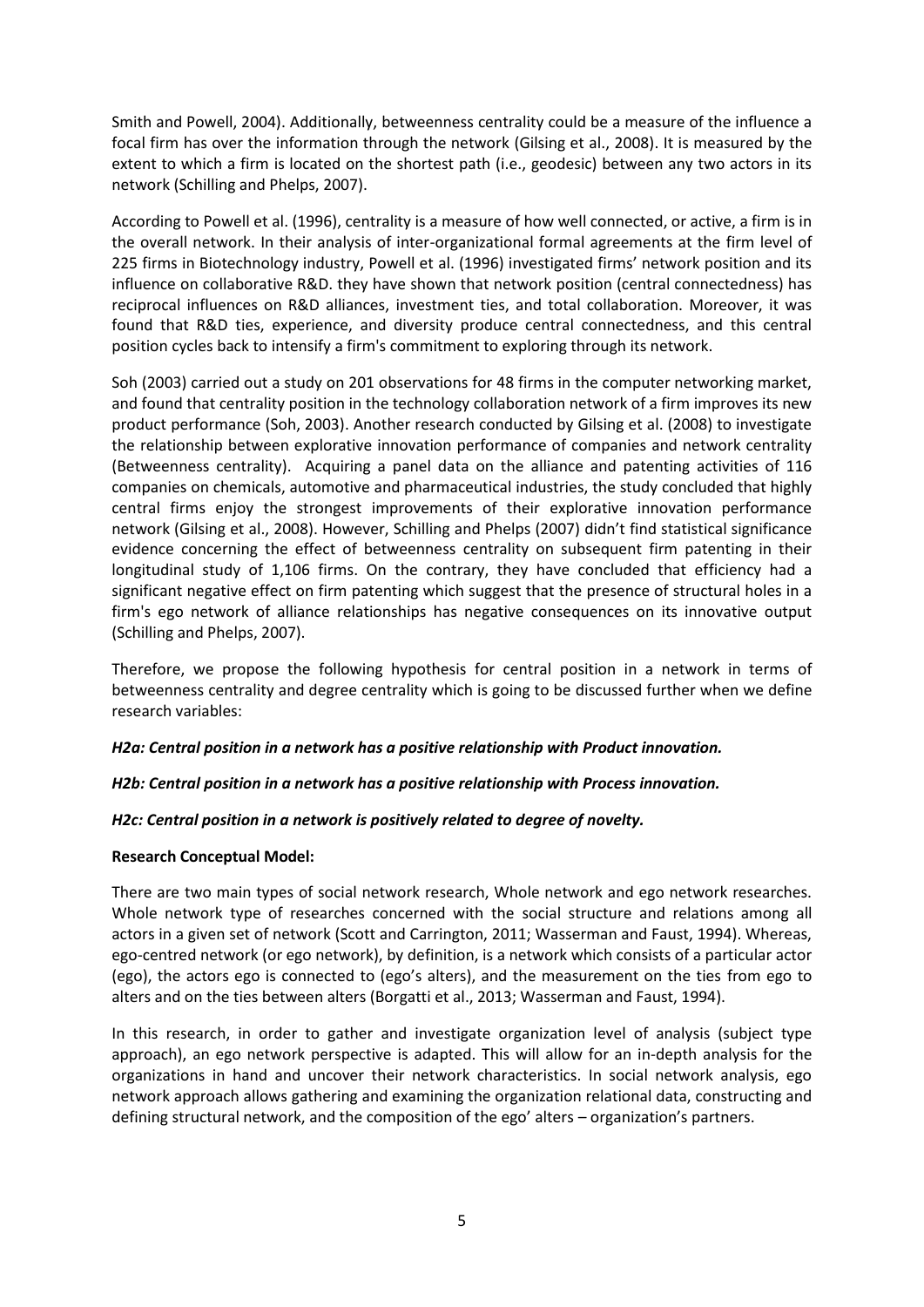Smith and Powell, 2004). Additionally, betweenness centrality could be a measure of the influence a focal firm has over the information through the network (Gilsing et al., 2008). It is measured by the extent to which a firm is located on the shortest path (i.e., geodesic) between any two actors in its network (Schilling and Phelps, 2007).

According to Powell et al. (1996), centrality is a measure of how well connected, or active, a firm is in the overall network. In their analysis of inter-organizational formal agreements at the firm level of 225 firms in Biotechnology industry, Powell et al. (1996) investigated firms' network position and its influence on collaborative R&D. they have shown that network position (central connectedness) has reciprocal influences on R&D alliances, investment ties, and total collaboration. Moreover, it was found that R&D ties, experience, and diversity produce central connectedness, and this central position cycles back to intensify a firm's commitment to exploring through its network.

Soh (2003) carried out a study on 201 observations for 48 firms in the computer networking market, and found that centrality position in the technology collaboration network of a firm improves its new product performance (Soh, 2003). Another research conducted by Gilsing et al. (2008) to investigate the relationship between explorative innovation performance of companies and network centrality (Betweenness centrality). Acquiring a panel data on the alliance and patenting activities of 116 companies on chemicals, automotive and pharmaceutical industries, the study concluded that highly central firms enjoy the strongest improvements of their explorative innovation performance network (Gilsing et al., 2008). However, Schilling and Phelps (2007) didn't find statistical significance evidence concerning the effect of betweenness centrality on subsequent firm patenting in their longitudinal study of 1,106 firms. On the contrary, they have concluded that efficiency had a significant negative effect on firm patenting which suggest that the presence of structural holes in a firm's ego network of alliance relationships has negative consequences on its innovative output (Schilling and Phelps, 2007).

Therefore, we propose the following hypothesis for central position in a network in terms of betweenness centrality and degree centrality which is going to be discussed further when we define research variables:

***H2a: Central position in a network has a positive relationship with Product innovation.***

***H2b: Central position in a network has a positive relationship with Process innovation.***

***H2c: Central position in a network is positively related to degree of novelty.***

**Research Conceptual Model:**

There are two main types of social network research, Whole network and ego network researches. Whole network type of researches concerned with the social structure and relations among all actors in a given set of network (Scott and Carrington, 2011; Wasserman and Faust, 1994). Whereas, ego-centred network (or ego network), by definition, is a network which consists of a particular actor (ego), the actors ego is connected to (ego's alters), and the measurement on the ties from ego to alters and on the ties between alters (Borgatti et al., 2013; Wasserman and Faust, 1994).

In this research, in order to gather and investigate organization level of analysis (subject type approach), an ego network perspective is adapted. This will allow for an in-depth analysis for the organizations in hand and uncover their network characteristics. In social network analysis, ego network approach allows gathering and examining the organization relational data, constructing and defining structural network, and the composition of the ego' alters – organization's partners.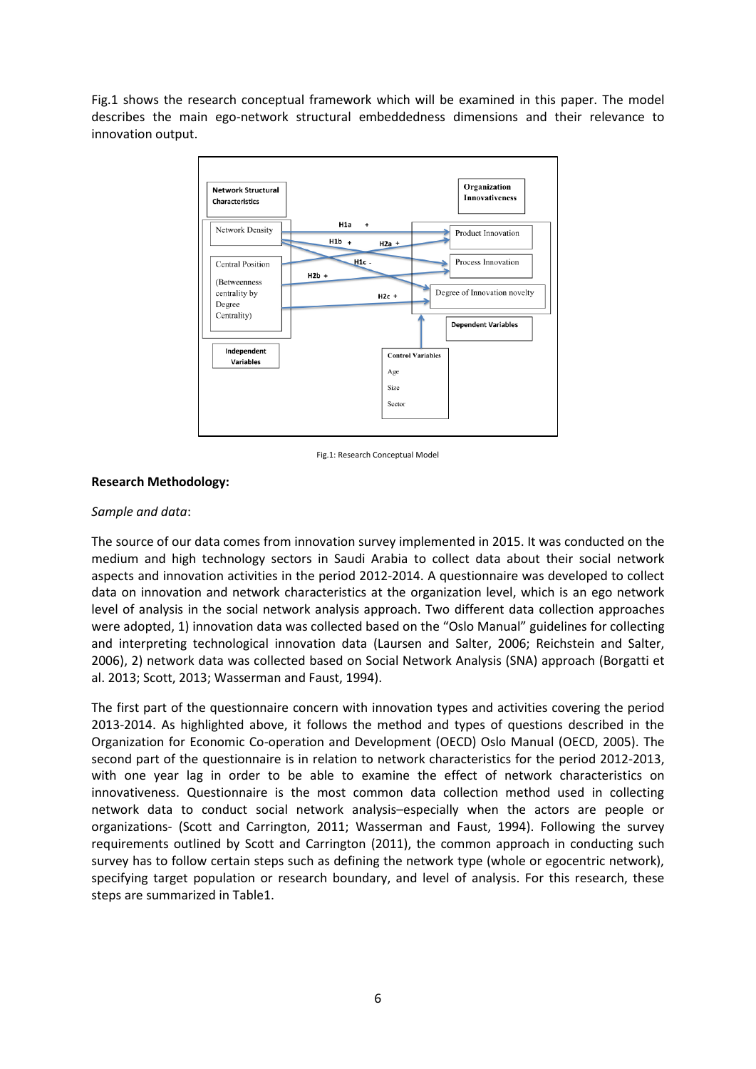Fig.1 shows the research conceptual framework which will be examined in this paper. The model describes the main ego-network structural embeddedness dimensions and their relevance to innovation output.

Fig.1: Research Conceptual Model

**Research Methodology:**

*Sample and data*:

The source of our data comes from innovation survey implemented in 2015. It was conducted on the medium and high technology sectors in Saudi Arabia to collect data about their social network aspects and innovation activities in the period 2012-2014. A questionnaire was developed to collect data on innovation and network characteristics at the organization level, which is an ego network level of analysis in the social network analysis approach. Two different data collection approaches were adopted, 1) innovation data was collected based on the "Oslo Manual" guidelines for collecting and interpreting technological innovation data (Laursen and Salter, 2006; Reichstein and Salter, 2006), 2) network data was collected based on Social Network Analysis (SNA) approach (Borgatti et al. 2013; Scott, 2013; Wasserman and Faust, 1994).

The first part of the questionnaire concern with innovation types and activities covering the period 2013-2014. As highlighted above, it follows the method and types of questions described in the Organization for Economic Co-operation and Development (OECD) Oslo Manual (OECD, 2005). The second part of the questionnaire is in relation to network characteristics for the period 2012-2013, with one year lag in order to be able to examine the effect of network characteristics on innovativeness. Questionnaire is the most common data collection method used in collecting network data to conduct social network analysis–especially when the actors are people or organizations- (Scott and Carrington, 2011; Wasserman and Faust, 1994). Following the survey requirements outlined by Scott and Carrington (2011), the common approach in conducting such survey has to follow certain steps such as defining the network type (whole or egocentric network), specifying target population or research boundary, and level of analysis. For this research, these steps are summarized in Table1.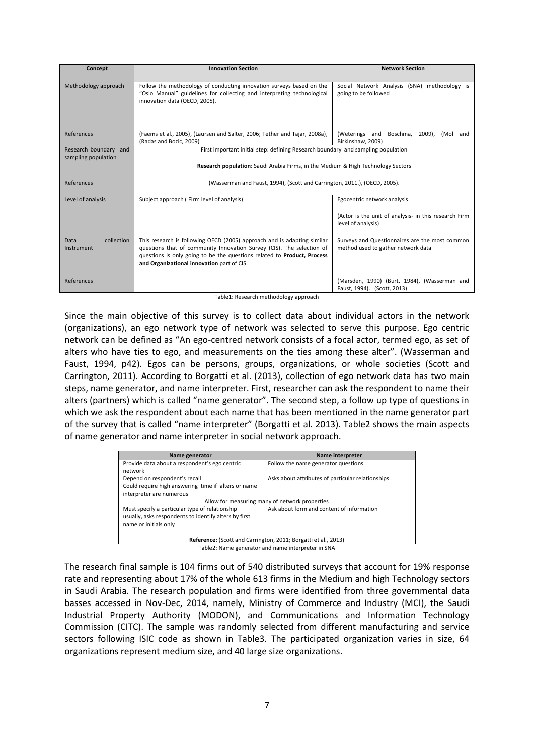| Concept | Innovation Section | Network Section |
|---|---|---|
| Methodology approach | Follow the methodology of conducting innovation surveys based on the "Oslo Manual" guidelines for collecting and interpreting technological innovation data (OECD, 2005). | Social Network Analysis (SNA) methodology is going to be followed |
| References | (Faems et al., 2005), (Laursen and Salter, 2006; Tether and Tajar, 2008a), (Radas and Bozic, 2009) | (Weterings and Boschma, 2009), (Mol and Birkinshaw, 2009) |
| Research boundary and sampling population | First important initial step: defining Research boundary and sampling population<br><br>**Research population**: Saudi Arabia Firms, in the Medium & High Technology Sectors | |
| References | (Wasserman and Faust, 1994), (Scott and Carrington, 2011.), (OECD, 2005). | |
| Level of analysis | Subject approach ( Firm level of analysis) | Egocentric network analysis<br><br>(Actor is the unit of analysis- in this research Firm level of analysis) |
| Data collection Instrument | This research is following OECD (2005) approach and is adapting similar questions that of community Innovation Survey (CIS). The selection of questions is only going to be the questions related to **Product, Process and Organizational innovation** part of CIS. | Surveys and Questionnaires are the most common method used to gather network data |
| References | | (Marsden, 1990) (Burt, 1984), (Wasserman and Faust, 1994). (Scott, 2013) |

Table1: Research methodology approach

Since the main objective of this survey is to collect data about individual actors in the network (organizations), an ego network type of network was selected to serve this purpose. Ego centric network can be defined as "An ego-centred network consists of a focal actor, termed ego, as set of alters who have ties to ego, and measurements on the ties among these alter". (Wasserman and Faust, 1994, p42). Egos can be persons, groups, organizations, or whole societies (Scott and Carrington, 2011). According to Borgatti et al. (2013), collection of ego network data has two main steps, name generator, and name interpreter. First, researcher can ask the respondent to name their alters (partners) which is called "name generator". The second step, a follow up type of questions in which we ask the respondent about each name that has been mentioned in the name generator part of the survey that is called "name interpreter" (Borgatti et al. 2013). Table2 shows the main aspects of name generator and name interpreter in social network approach.

| Name generator | Name interpreter |
|---|---|
| Provide data about a respondent's ego centric network | Follow the name generator questions |
| Depend on respondent's recall<br>Could require high answering time if alters or name interpreter are numerous | Asks about attributes of particular relationships |
| Allow for measuring many of network properties | |
| Must specify a particular type of relationship usually, asks respondents to identify alters by first name or initials only | Ask about form and content of information |
| **Reference:** (Scott and Carrington, 2011; Borgatti et al., 2013) | |

Table2: Name generator and name interpreter in SNA

The research final sample is 104 firms out of 540 distributed surveys that account for 19% response rate and representing about 17% of the whole 613 firms in the Medium and high Technology sectors in Saudi Arabia. The research population and firms were identified from three governmental data basses accessed in Nov-Dec, 2014, namely, Ministry of Commerce and Industry (MCI), the Saudi Industrial Property Authority (MODON), and Communications and Information Technology Commission (CITC). The sample was randomly selected from different manufacturing and service sectors following ISIC code as shown in Table3. The participated organization varies in size, 64 organizations represent medium size, and 40 large size organizations.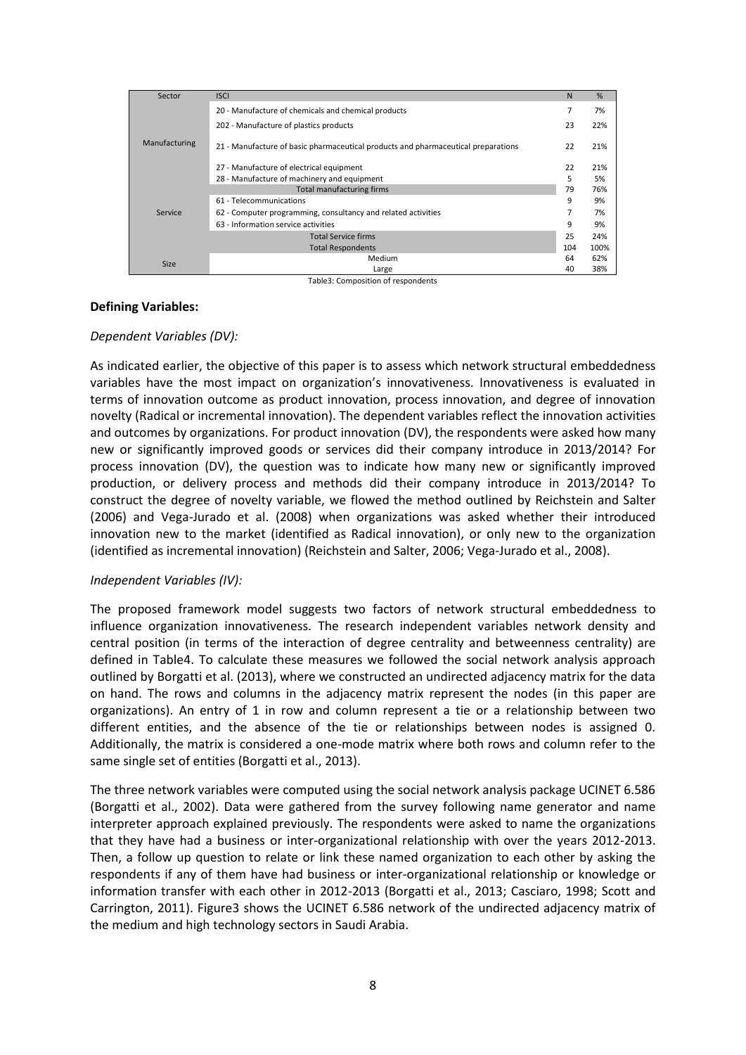| Sector | ISCI | N | % |
|---|---|---|---|
| Manufacturing | 20 - Manufacture of chemicals and chemical products | 7 | 7% |
| | 202 - Manufacture of plastics products | 23 | 22% |
| | 21 - Manufacture of basic pharmaceutical products and pharmaceutical preparations | 22 | 21% |
| | 27 - Manufacture of electrical equipment | 22 | 21% |
| | 28 - Manufacture of machinery and equipment | 5 | 5% |
| | Total manufacturing firms | 79 | 76% |
| Service | 61 - Telecommunications | 9 | 9% |
| | 62 - Computer programming, consultancy and related activities | 7 | 7% |
| | 63 - Information service activities | 9 | 9% |
| | Total Service firms | 25 | 24% |
| | Total Respondents | 104 | 100% |
| Size | Medium | 64 | 62% |
| | Large | 40 | 38% |

Table3: Composition of respondents

**Defining Variables:**

*Dependent Variables (DV):*

As indicated earlier, the objective of this paper is to assess which network structural embeddedness variables have the most impact on organization's innovativeness. Innovativeness is evaluated in terms of innovation outcome as product innovation, process innovation, and degree of innovation novelty (Radical or incremental innovation). The dependent variables reflect the innovation activities and outcomes by organizations. For product innovation (DV), the respondents were asked how many new or significantly improved goods or services did their company introduce in 2013/2014? For process innovation (DV), the question was to indicate how many new or significantly improved production, or delivery process and methods did their company introduce in 2013/2014? To construct the degree of novelty variable, we flowed the method outlined by Reichstein and Salter (2006) and Vega-Jurado et al. (2008) when organizations was asked whether their introduced innovation new to the market (identified as Radical innovation), or only new to the organization (identified as incremental innovation) (Reichstein and Salter, 2006; Vega-Jurado et al., 2008).

*Independent Variables (IV):*

The proposed framework model suggests two factors of network structural embeddedness to influence organization innovativeness. The research independent variables network density and central position (in terms of the interaction of degree centrality and betweenness centrality) are defined in Table4. To calculate these measures we followed the social network analysis approach outlined by Borgatti et al. (2013), where we constructed an undirected adjacency matrix for the data on hand. The rows and columns in the adjacency matrix represent the nodes (in this paper are organizations). An entry of 1 in row and column represent a tie or a relationship between two different entities, and the absence of the tie or relationships between nodes is assigned 0. Additionally, the matrix is considered a one-mode matrix where both rows and column refer to the same single set of entities (Borgatti et al., 2013).

The three network variables were computed using the social network analysis package UCINET 6.586 (Borgatti et al., 2002). Data were gathered from the survey following name generator and name interpreter approach explained previously. The respondents were asked to name the organizations that they have had a business or inter-organizational relationship with over the years 2012-2013. Then, a follow up question to relate or link these named organization to each other by asking the respondents if any of them have had business or inter-organizational relationship or knowledge or information transfer with each other in 2012-2013 (Borgatti et al., 2013; Casciaro, 1998; Scott and Carrington, 2011). Figure3 shows the UCINET 6.586 network of the undirected adjacency matrix of the medium and high technology sectors in Saudi Arabia.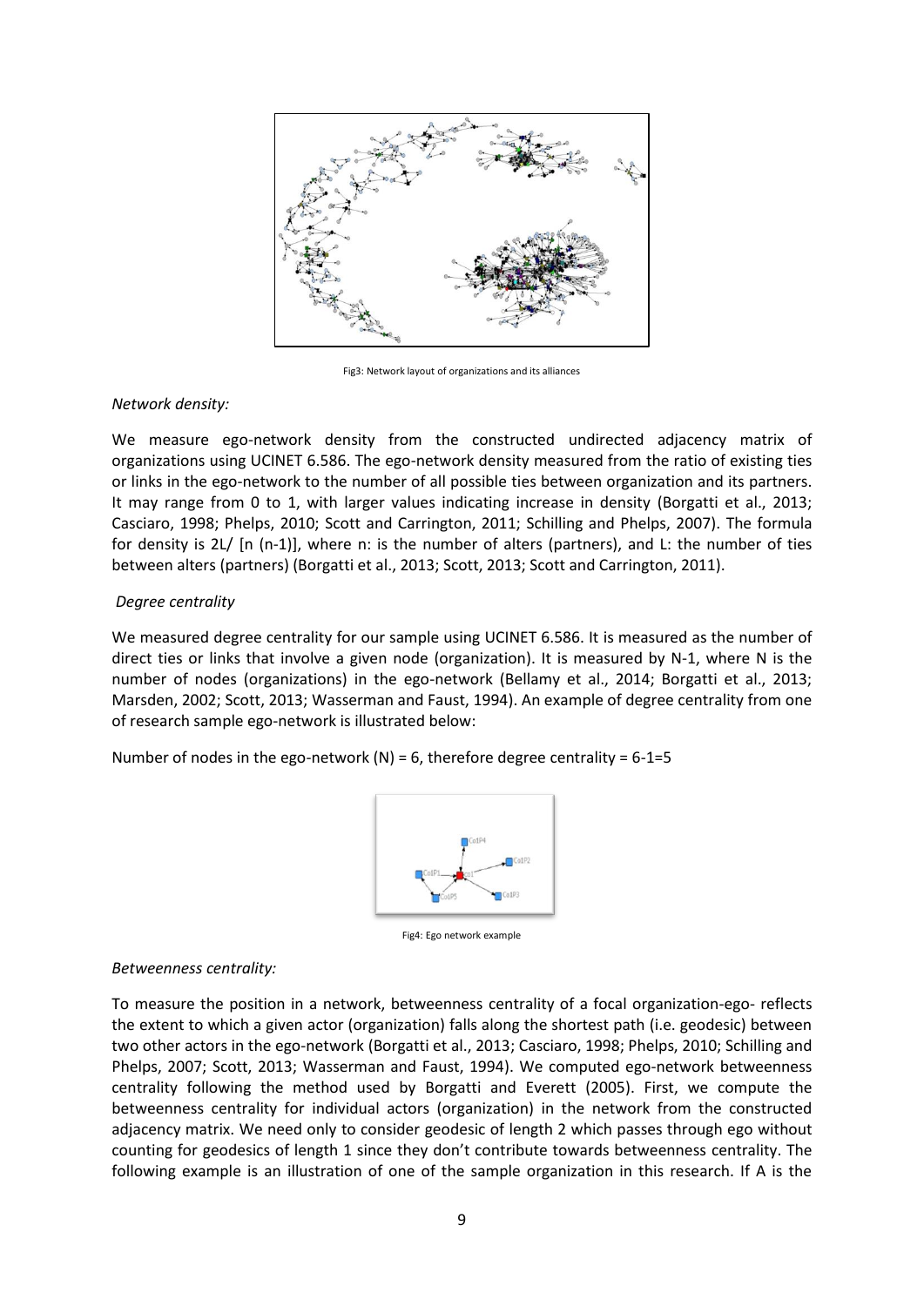Fig3: Network layout of organizations and its alliances

*Network density:*

We measure ego-network density from the constructed undirected adjacency matrix of organizations using UCINET 6.586. The ego-network density measured from the ratio of existing ties or links in the ego-network to the number of all possible ties between organization and its partners. It may range from 0 to 1, with larger values indicating increase in density (Borgatti et al., 2013; Casciaro, 1998; Phelps, 2010; Scott and Carrington, 2011; Schilling and Phelps, 2007). The formula for density is $2L/ [n (n-1)]$, where n: is the number of alters (partners), and L: the number of ties between alters (partners) (Borgatti et al., 2013; Scott, 2013; Scott and Carrington, 2011).

*Degree centrality*

We measured degree centrality for our sample using UCINET 6.586. It is measured as the number of direct ties or links that involve a given node (organization). It is measured by N-1, where N is the number of nodes (organizations) in the ego-network (Bellamy et al., 2014; Borgatti et al., 2013; Marsden, 2002; Scott, 2013; Wasserman and Faust, 1994). An example of degree centrality from one of research sample ego-network is illustrated below:

Number of nodes in the ego-network (N) = 6, therefore degree centrality = 6-1=5

Fig4: Ego network example

*Betweenness centrality:*

To measure the position in a network, betweenness centrality of a focal organization-ego- reflects the extent to which a given actor (organization) falls along the shortest path (i.e. geodesic) between two other actors in the ego-network (Borgatti et al., 2013; Casciaro, 1998; Phelps, 2010; Schilling and Phelps, 2007; Scott, 2013; Wasserman and Faust, 1994). We computed ego-network betweenness centrality following the method used by Borgatti and Everett (2005). First, we compute the betweenness centrality for individual actors (organization) in the network from the constructed adjacency matrix. We need only to consider geodesic of length 2 which passes through ego without counting for geodesics of length 1 since they don't contribute towards betweenness centrality. The following example is an illustration of one of the sample organization in this research. If A is the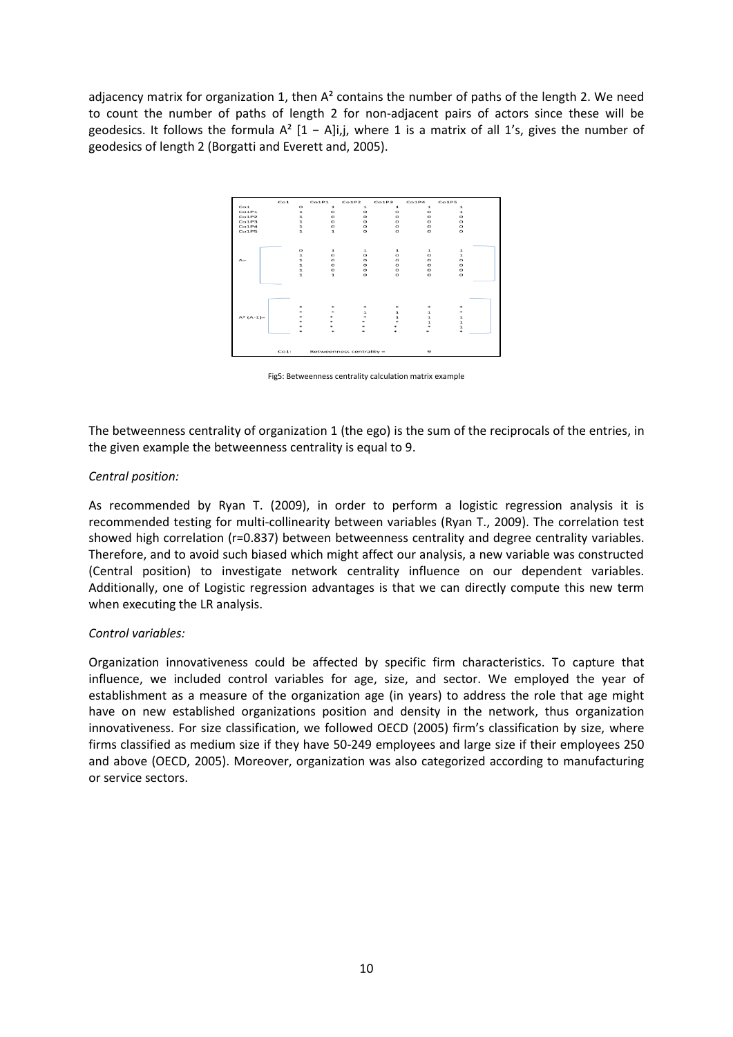adjacency matrix for organization 1, then $A^2$ contains the number of paths of the length 2. We need to count the number of paths of length 2 for non-adjacent pairs of actors since these will be geodesics. It follows the formula $A^2\ [1 - A]_{i,j}$, where 1 is a matrix of all 1's, gives the number of geodesics of length 2 (Borgatti and Everett and, 2005).

Fig5: Betweenness centrality calculation matrix example

The betweenness centrality of organization 1 (the ego) is the sum of the reciprocals of the entries, in the given example the betweenness centrality is equal to 9.

*Central position:*

As recommended by Ryan T. (2009), in order to perform a logistic regression analysis it is recommended testing for multi-collinearity between variables (Ryan T., 2009). The correlation test showed high correlation (r=0.837) between betweenness centrality and degree centrality variables. Therefore, and to avoid such biased which might affect our analysis, a new variable was constructed (Central position) to investigate network centrality influence on our dependent variables. Additionally, one of Logistic regression advantages is that we can directly compute this new term when executing the LR analysis.

*Control variables:*

Organization innovativeness could be affected by specific firm characteristics. To capture that influence, we included control variables for age, size, and sector. We employed the year of establishment as a measure of the organization age (in years) to address the role that age might have on new established organizations position and density in the network, thus organization innovativeness. For size classification, we followed OECD (2005) firm's classification by size, where firms classified as medium size if they have 50-249 employees and large size if their employees 250 and above (OECD, 2005). Moreover, organization was also categorized according to manufacturing or service sectors.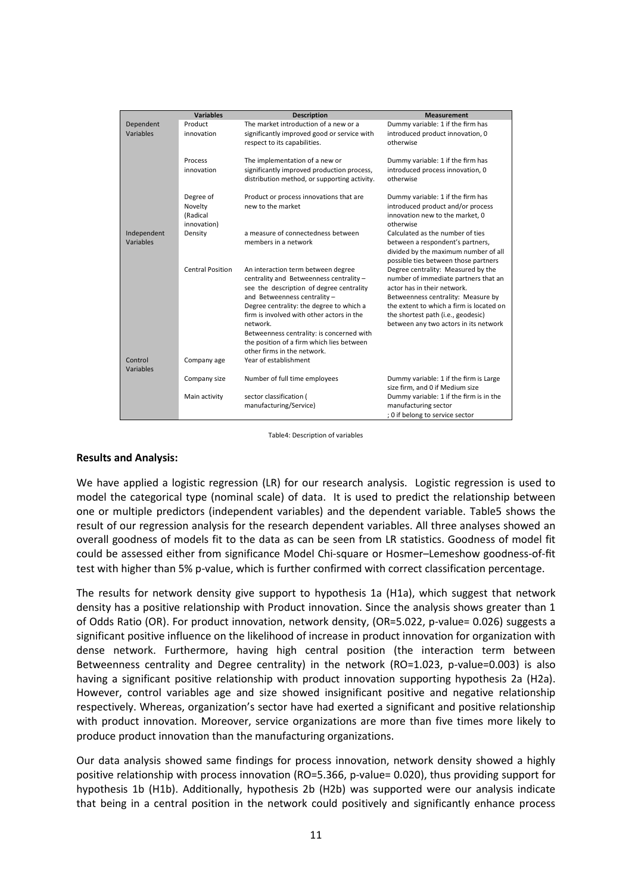| | Variables | Description | Measurement |
|---|---|---|---|
| Dependent Variables | Product innovation | The market introduction of a new or a significantly improved good or service with respect to its capabilities. | Dummy variable: 1 if the firm has introduced product innovation, 0 otherwise |
| | Process innovation | The implementation of a new or significantly improved production process, distribution method, or supporting activity. | Dummy variable: 1 if the firm has introduced process innovation, 0 otherwise |
| | Degree of Novelty (Radical innovation) | Product or process innovations that are new to the market | Dummy variable: 1 if the firm has introduced product and/or process innovation new to the market, 0 otherwise |
| Independent Variables | Density | a measure of connectedness between members in a network | Calculated as the number of ties between a respondent's partners, divided by the maximum number of all possible ties between those partners |
| | Central Position | An interaction term between degree centrality and Betweenness centrality – see the description of degree centrality and Betweenness centrality – Degree centrality: the degree to which a firm is involved with other actors in the network. Betweenness centrality: is concerned with the position of a firm which lies between other firms in the network. | Degree centrality: Measured by the number of immediate partners that an actor has in their network. Betweenness centrality: Measure by the extent to which a firm is located on the shortest path (i.e., geodesic) between any two actors in its network |
| Control Variables | Company age | Year of establishment | |
| | Company size | Number of full time employees | Dummy variable: 1 if the firm is Large size firm, and 0 if Medium size |
| | Main activity | sector classification ( manufacturing/Service) | Dummy variable: 1 if the firm is in the manufacturing sector ; 0 if belong to service sector |

Table4: Description of variables

**Results and Analysis:**

We have applied a logistic regression (LR) for our research analysis. Logistic regression is used to model the categorical type (nominal scale) of data. It is used to predict the relationship between one or multiple predictors (independent variables) and the dependent variable. Table5 shows the result of our regression analysis for the research dependent variables. All three analyses showed an overall goodness of models fit to the data as can be seen from LR statistics. Goodness of model fit could be assessed either from significance Model Chi-square or Hosmer–Lemeshow goodness-of-fit test with higher than 5% p-value, which is further confirmed with correct classification percentage.

The results for network density give support to hypothesis 1a (H1a), which suggest that network density has a positive relationship with Product innovation. Since the analysis shows greater than 1 of Odds Ratio (OR). For product innovation, network density, (OR=5.022, p-value= 0.026) suggests a significant positive influence on the likelihood of increase in product innovation for organization with dense network. Furthermore, having high central position (the interaction term between Betweenness centrality and Degree centrality) in the network (RO=1.023, p-value=0.003) is also having a significant positive relationship with product innovation supporting hypothesis 2a (H2a). However, control variables age and size showed insignificant positive and negative relationship respectively. Whereas, organization's sector have had exerted a significant and positive relationship with product innovation. Moreover, service organizations are more than five times more likely to produce product innovation than the manufacturing organizations.

Our data analysis showed same findings for process innovation, network density showed a highly positive relationship with process innovation (RO=5.366, p-value= 0.020), thus providing support for hypothesis 1b (H1b). Additionally, hypothesis 2b (H2b) was supported were our analysis indicate that being in a central position in the network could positively and significantly enhance process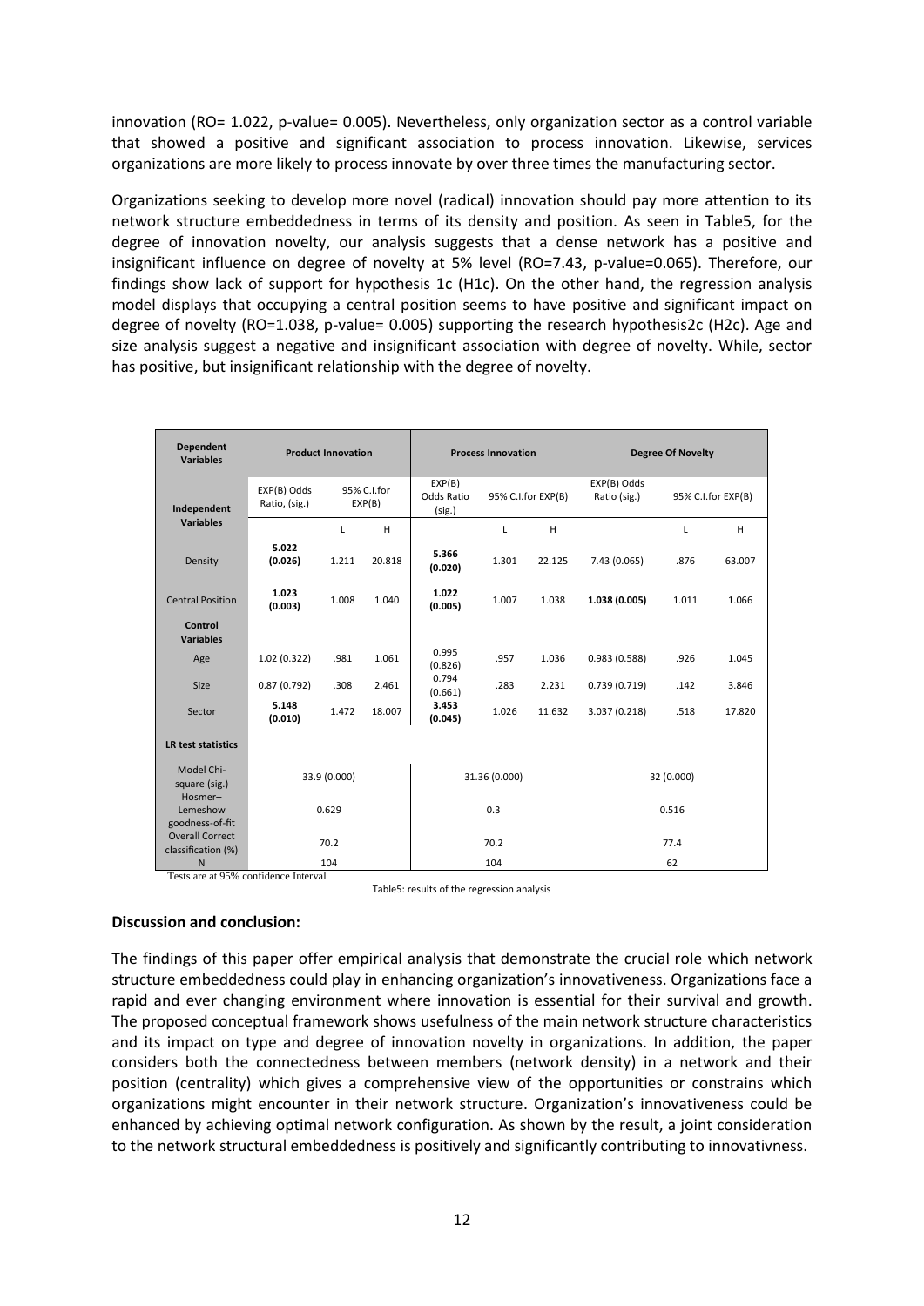innovation (RO= 1.022, p-value= 0.005). Nevertheless, only organization sector as a control variable that showed a positive and significant association to process innovation. Likewise, services organizations are more likely to process innovate by over three times the manufacturing sector.

Organizations seeking to develop more novel (radical) innovation should pay more attention to its network structure embeddedness in terms of its density and position. As seen in Table5, for the degree of innovation novelty, our analysis suggests that a dense network has a positive and insignificant influence on degree of novelty at 5% level (RO=7.43, p-value=0.065). Therefore, our findings show lack of support for hypothesis 1c (H1c). On the other hand, the regression analysis model displays that occupying a central position seems to have positive and significant impact on degree of novelty (RO=1.038, p-value= 0.005) supporting the research hypothesis2c (H2c). Age and size analysis suggest a negative and insignificant association with degree of novelty. While, sector has positive, but insignificant relationship with the degree of novelty.

| **Dependent Variables** | **Product Innovation** | | | **Process Innovation** | | | **Degree Of Novelty** | | |
|---|---|---|---|---|---|---|---|---|---|
| **Independent Variables** | EXP(B) Odds Ratio, (sig.) | 95% C.I.for EXP(B) | | EXP(B) Odds Ratio (sig.) | 95% C.I.for EXP(B) | | EXP(B) Odds Ratio (sig.) | 95% C.I.for EXP(B) | |
| | | L | H | | L | H | | L | H |
| Density | **5.022 (0.026)** | 1.211 | 20.818 | **5.366 (0.020)** | 1.301 | 22.125 | 7.43 (0.065) | .876 | 63.007 |
| Central Position | **1.023 (0.003)** | 1.008 | 1.040 | **1.022 (0.005)** | 1.007 | 1.038 | **1.038 (0.005)** | 1.011 | 1.066 |
| **Control Variables** | | | | | | | | | |
| Age | 1.02 (0.322) | .981 | 1.061 | 0.995 (0.826) | .957 | 1.036 | 0.983 (0.588) | .926 | 1.045 |
| Size | 0.87 (0.792) | .308 | 2.461 | 0.794 (0.661) | .283 | 2.231 | 0.739 (0.719) | .142 | 3.846 |
| Sector | **5.148 (0.010)** | 1.472 | 18.007 | **3.453 (0.045)** | 1.026 | 11.632 | 3.037 (0.218) | .518 | 17.820 |
| **LR test statistics** | | | | | | | | | |
| Model Chi-square (sig.) | 33.9 (0.000) | | | 31.36 (0.000) | | | 32 (0.000) | | |
| Hosmer–Lemeshow goodness-of-fit | 0.629 | | | 0.3 | | | 0.516 | | |
| Overall Correct classification (%) | 70.2 | | | 70.2 | | | 77.4 | | |
| N | 104 | | | 104 | | | 62 | | |

Tests are at 95% confidence Interval

Table5: results of the regression analysis

**Discussion and conclusion:**

The findings of this paper offer empirical analysis that demonstrate the crucial role which network structure embeddedness could play in enhancing organization's innovativeness. Organizations face a rapid and ever changing environment where innovation is essential for their survival and growth. The proposed conceptual framework shows usefulness of the main network structure characteristics and its impact on type and degree of innovation novelty in organizations. In addition, the paper considers both the connectedness between members (network density) in a network and their position (centrality) which gives a comprehensive view of the opportunities or constrains which organizations might encounter in their network structure. Organization's innovativeness could be enhanced by achieving optimal network configuration. As shown by the result, a joint consideration to the network structural embeddedness is positively and significantly contributing to innovativness.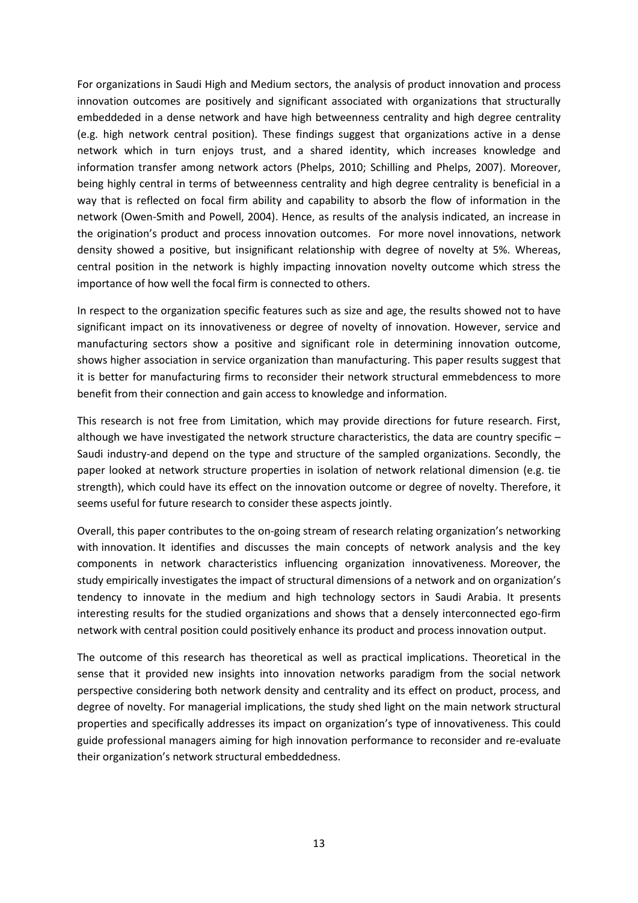For organizations in Saudi High and Medium sectors, the analysis of product innovation and process innovation outcomes are positively and significant associated with organizations that structurally embeddeded in a dense network and have high betweenness centrality and high degree centrality (e.g. high network central position). These findings suggest that organizations active in a dense network which in turn enjoys trust, and a shared identity, which increases knowledge and information transfer among network actors (Phelps, 2010; Schilling and Phelps, 2007). Moreover, being highly central in terms of betweenness centrality and high degree centrality is beneficial in a way that is reflected on focal firm ability and capability to absorb the flow of information in the network (Owen-Smith and Powell, 2004). Hence, as results of the analysis indicated, an increase in the origination's product and process innovation outcomes. For more novel innovations, network density showed a positive, but insignificant relationship with degree of novelty at 5%. Whereas, central position in the network is highly impacting innovation novelty outcome which stress the importance of how well the focal firm is connected to others.

In respect to the organization specific features such as size and age, the results showed not to have significant impact on its innovativeness or degree of novelty of innovation. However, service and manufacturing sectors show a positive and significant role in determining innovation outcome, shows higher association in service organization than manufacturing. This paper results suggest that it is better for manufacturing firms to reconsider their network structural emmebdencess to more benefit from their connection and gain access to knowledge and information.

This research is not free from Limitation, which may provide directions for future research. First, although we have investigated the network structure characteristics, the data are country specific – Saudi industry-and depend on the type and structure of the sampled organizations. Secondly, the paper looked at network structure properties in isolation of network relational dimension (e.g. tie strength), which could have its effect on the innovation outcome or degree of novelty. Therefore, it seems useful for future research to consider these aspects jointly.

Overall, this paper contributes to the on-going stream of research relating organization's networking with innovation. It identifies and discusses the main concepts of network analysis and the key components in network characteristics influencing organization innovativeness. Moreover, the study empirically investigates the impact of structural dimensions of a network and on organization's tendency to innovate in the medium and high technology sectors in Saudi Arabia. It presents interesting results for the studied organizations and shows that a densely interconnected ego-firm network with central position could positively enhance its product and process innovation output.

The outcome of this research has theoretical as well as practical implications. Theoretical in the sense that it provided new insights into innovation networks paradigm from the social network perspective considering both network density and centrality and its effect on product, process, and degree of novelty. For managerial implications, the study shed light on the main network structural properties and specifically addresses its impact on organization's type of innovativeness. This could guide professional managers aiming for high innovation performance to reconsider and re-evaluate their organization's network structural embeddedness.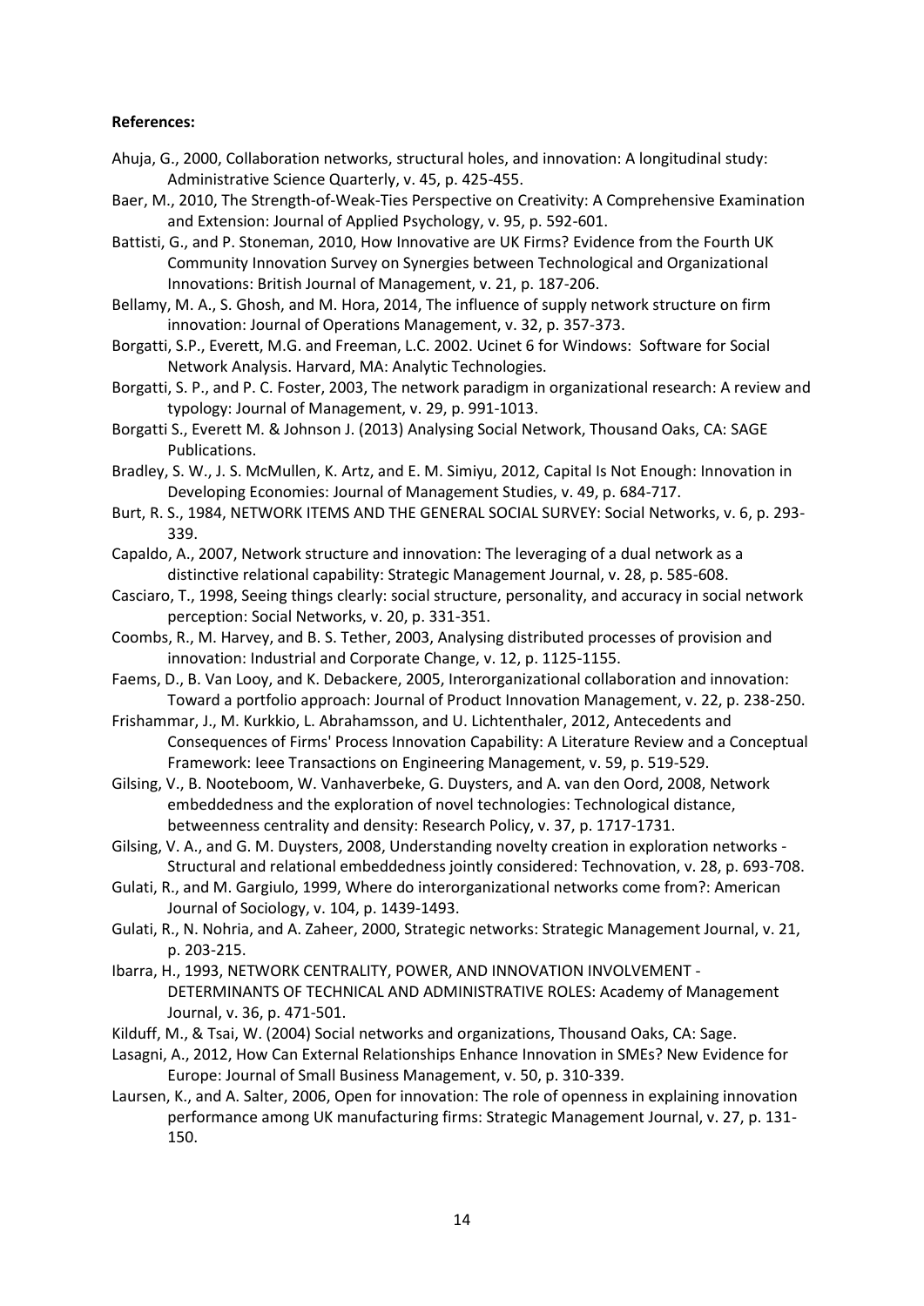**References:**

Ahuja, G., 2000, Collaboration networks, structural holes, and innovation: A longitudinal study: Administrative Science Quarterly, v. 45, p. 425-455.

Baer, M., 2010, The Strength-of-Weak-Ties Perspective on Creativity: A Comprehensive Examination and Extension: Journal of Applied Psychology, v. 95, p. 592-601.

Battisti, G., and P. Stoneman, 2010, How Innovative are UK Firms? Evidence from the Fourth UK Community Innovation Survey on Synergies between Technological and Organizational Innovations: British Journal of Management, v. 21, p. 187-206.

Bellamy, M. A., S. Ghosh, and M. Hora, 2014, The influence of supply network structure on firm innovation: Journal of Operations Management, v. 32, p. 357-373.

Borgatti, S.P., Everett, M.G. and Freeman, L.C. 2002. Ucinet 6 for Windows: Software for Social Network Analysis. Harvard, MA: Analytic Technologies.

Borgatti, S. P., and P. C. Foster, 2003, The network paradigm in organizational research: A review and typology: Journal of Management, v. 29, p. 991-1013.

Borgatti S., Everett M. & Johnson J. (2013) Analysing Social Network, Thousand Oaks, CA: SAGE Publications.

Bradley, S. W., J. S. McMullen, K. Artz, and E. M. Simiyu, 2012, Capital Is Not Enough: Innovation in Developing Economies: Journal of Management Studies, v. 49, p. 684-717.

Burt, R. S., 1984, NETWORK ITEMS AND THE GENERAL SOCIAL SURVEY: Social Networks, v. 6, p. 293-339.

Capaldo, A., 2007, Network structure and innovation: The leveraging of a dual network as a distinctive relational capability: Strategic Management Journal, v. 28, p. 585-608.

Casciaro, T., 1998, Seeing things clearly: social structure, personality, and accuracy in social network perception: Social Networks, v. 20, p. 331-351.

Coombs, R., M. Harvey, and B. S. Tether, 2003, Analysing distributed processes of provision and innovation: Industrial and Corporate Change, v. 12, p. 1125-1155.

Faems, D., B. Van Looy, and K. Debackere, 2005, Interorganizational collaboration and innovation: Toward a portfolio approach: Journal of Product Innovation Management, v. 22, p. 238-250.

Frishammar, J., M. Kurkkio, L. Abrahamsson, and U. Lichtenthaler, 2012, Antecedents and Consequences of Firms' Process Innovation Capability: A Literature Review and a Conceptual Framework: Ieee Transactions on Engineering Management, v. 59, p. 519-529.

Gilsing, V., B. Nooteboom, W. Vanhaverbeke, G. Duysters, and A. van den Oord, 2008, Network embeddedness and the exploration of novel technologies: Technological distance, betweenness centrality and density: Research Policy, v. 37, p. 1717-1731.

Gilsing, V. A., and G. M. Duysters, 2008, Understanding novelty creation in exploration networks - Structural and relational embeddedness jointly considered: Technovation, v. 28, p. 693-708.

Gulati, R., and M. Gargiulo, 1999, Where do interorganizational networks come from?: American Journal of Sociology, v. 104, p. 1439-1493.

Gulati, R., N. Nohria, and A. Zaheer, 2000, Strategic networks: Strategic Management Journal, v. 21, p. 203-215.

Ibarra, H., 1993, NETWORK CENTRALITY, POWER, AND INNOVATION INVOLVEMENT - DETERMINANTS OF TECHNICAL AND ADMINISTRATIVE ROLES: Academy of Management Journal, v. 36, p. 471-501.

Kilduff, M., & Tsai, W. (2004) Social networks and organizations, Thousand Oaks, CA: Sage.

Lasagni, A., 2012, How Can External Relationships Enhance Innovation in SMEs? New Evidence for Europe: Journal of Small Business Management, v. 50, p. 310-339.

Laursen, K., and A. Salter, 2006, Open for innovation: The role of openness in explaining innovation performance among UK manufacturing firms: Strategic Management Journal, v. 27, p. 131-150.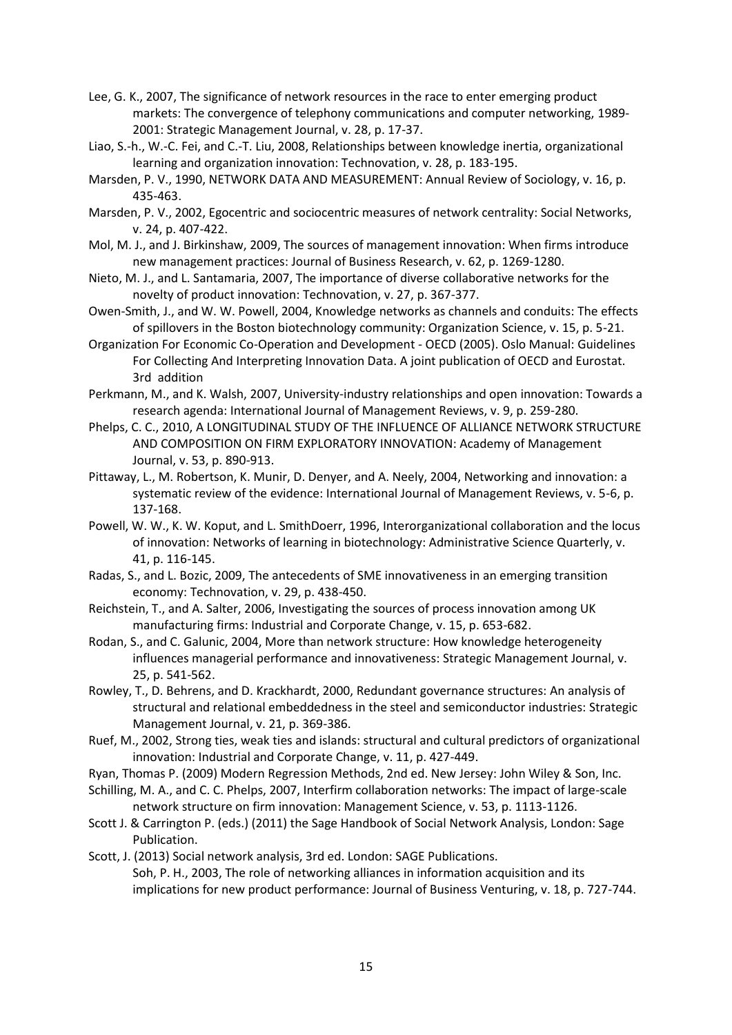Lee, G. K., 2007, The significance of network resources in the race to enter emerging product markets: The convergence of telephony communications and computer networking, 1989-2001: Strategic Management Journal, v. 28, p. 17-37.

Liao, S.-h., W.-C. Fei, and C.-T. Liu, 2008, Relationships between knowledge inertia, organizational learning and organization innovation: Technovation, v. 28, p. 183-195.

Marsden, P. V., 1990, NETWORK DATA AND MEASUREMENT: Annual Review of Sociology, v. 16, p. 435-463.

Marsden, P. V., 2002, Egocentric and sociocentric measures of network centrality: Social Networks, v. 24, p. 407-422.

Mol, M. J., and J. Birkinshaw, 2009, The sources of management innovation: When firms introduce new management practices: Journal of Business Research, v. 62, p. 1269-1280.

Nieto, M. J., and L. Santamaria, 2007, The importance of diverse collaborative networks for the novelty of product innovation: Technovation, v. 27, p. 367-377.

Owen-Smith, J., and W. W. Powell, 2004, Knowledge networks as channels and conduits: The effects of spillovers in the Boston biotechnology community: Organization Science, v. 15, p. 5-21.

Organization For Economic Co-Operation and Development - OECD (2005). Oslo Manual: Guidelines For Collecting And Interpreting Innovation Data. A joint publication of OECD and Eurostat. 3rd addition

Perkmann, M., and K. Walsh, 2007, University-industry relationships and open innovation: Towards a research agenda: International Journal of Management Reviews, v. 9, p. 259-280.

Phelps, C. C., 2010, A LONGITUDINAL STUDY OF THE INFLUENCE OF ALLIANCE NETWORK STRUCTURE AND COMPOSITION ON FIRM EXPLORATORY INNOVATION: Academy of Management Journal, v. 53, p. 890-913.

Pittaway, L., M. Robertson, K. Munir, D. Denyer, and A. Neely, 2004, Networking and innovation: a systematic review of the evidence: International Journal of Management Reviews, v. 5-6, p. 137-168.

Powell, W. W., K. W. Koput, and L. SmithDoerr, 1996, Interorganizational collaboration and the locus of innovation: Networks of learning in biotechnology: Administrative Science Quarterly, v. 41, p. 116-145.

Radas, S., and L. Bozic, 2009, The antecedents of SME innovativeness in an emerging transition economy: Technovation, v. 29, p. 438-450.

Reichstein, T., and A. Salter, 2006, Investigating the sources of process innovation among UK manufacturing firms: Industrial and Corporate Change, v. 15, p. 653-682.

Rodan, S., and C. Galunic, 2004, More than network structure: How knowledge heterogeneity influences managerial performance and innovativeness: Strategic Management Journal, v. 25, p. 541-562.

Rowley, T., D. Behrens, and D. Krackhardt, 2000, Redundant governance structures: An analysis of structural and relational embeddedness in the steel and semiconductor industries: Strategic Management Journal, v. 21, p. 369-386.

Ruef, M., 2002, Strong ties, weak ties and islands: structural and cultural predictors of organizational innovation: Industrial and Corporate Change, v. 11, p. 427-449.

Ryan, Thomas P. (2009) Modern Regression Methods, 2nd ed. New Jersey: John Wiley & Son, Inc.

Schilling, M. A., and C. C. Phelps, 2007, Interfirm collaboration networks: The impact of large-scale network structure on firm innovation: Management Science, v. 53, p. 1113-1126.

Scott J. & Carrington P. (eds.) (2011) the Sage Handbook of Social Network Analysis, London: Sage Publication.

Scott, J. (2013) Social network analysis, 3rd ed. London: SAGE Publications.

Soh, P. H., 2003, The role of networking alliances in information acquisition and its implications for new product performance: Journal of Business Venturing, v. 18, p. 727-744.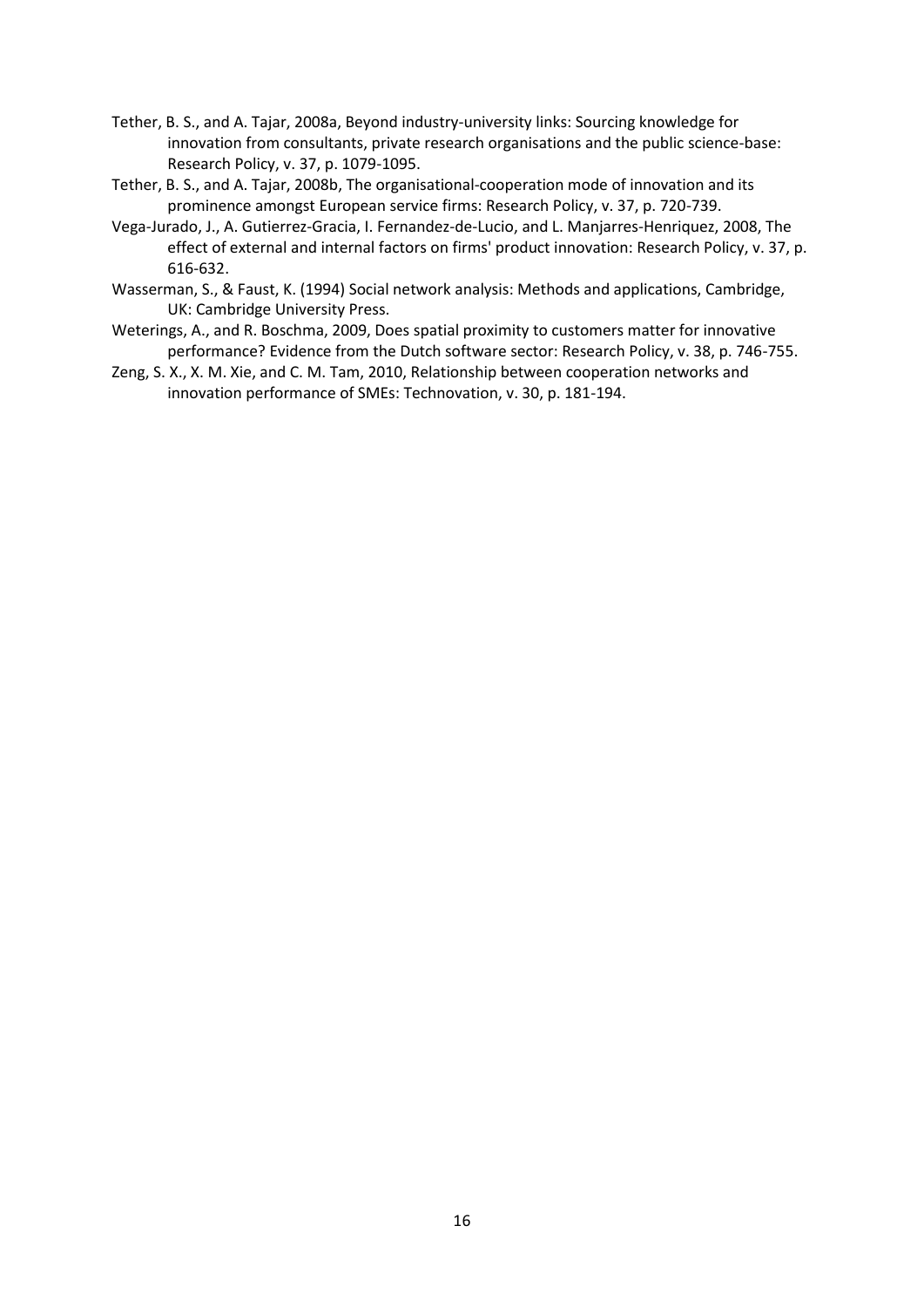Tether, B. S., and A. Tajar, 2008a, Beyond industry-university links: Sourcing knowledge for innovation from consultants, private research organisations and the public science-base: Research Policy, v. 37, p. 1079-1095.

Tether, B. S., and A. Tajar, 2008b, The organisational-cooperation mode of innovation and its prominence amongst European service firms: Research Policy, v. 37, p. 720-739.

Vega-Jurado, J., A. Gutierrez-Gracia, I. Fernandez-de-Lucio, and L. Manjarres-Henriquez, 2008, The effect of external and internal factors on firms' product innovation: Research Policy, v. 37, p. 616-632.

Wasserman, S., & Faust, K. (1994) Social network analysis: Methods and applications, Cambridge, UK: Cambridge University Press.

Weterings, A., and R. Boschma, 2009, Does spatial proximity to customers matter for innovative performance? Evidence from the Dutch software sector: Research Policy, v. 38, p. 746-755.

Zeng, S. X., X. M. Xie, and C. M. Tam, 2010, Relationship between cooperation networks and innovation performance of SMEs: Technovation, v. 30, p. 181-194.